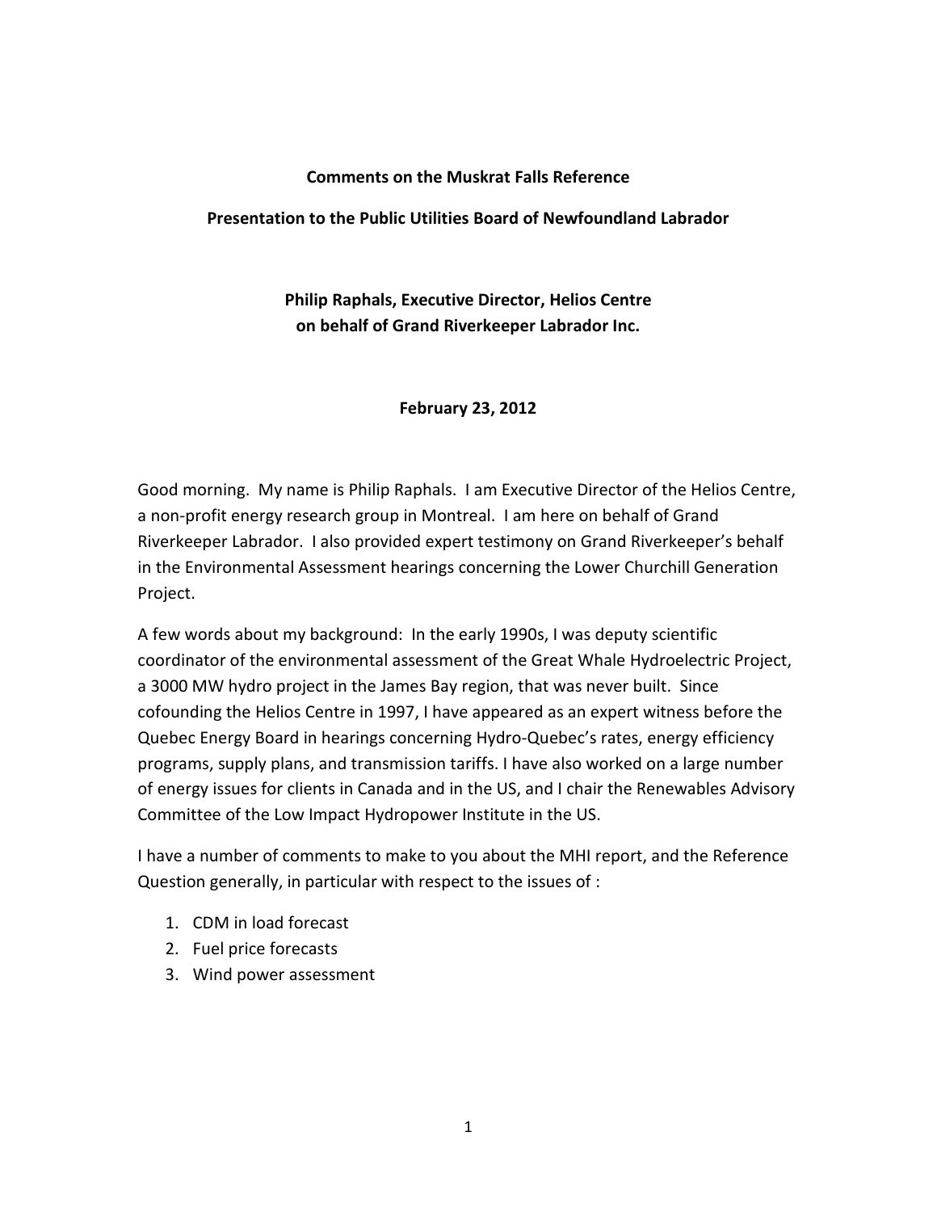**Comments on the Muskrat Falls Reference**

**Presentation to the Public Utilities Board of Newfoundland Labrador**

**Philip Raphals, Executive Director, Helios Centre**
**on behalf of Grand Riverkeeper Labrador Inc.**

**February 23, 2012**

Good morning. My name is Philip Raphals. I am Executive Director of the Helios Centre, a non-profit energy research group in Montreal. I am here on behalf of Grand Riverkeeper Labrador. I also provided expert testimony on Grand Riverkeeper's behalf in the Environmental Assessment hearings concerning the Lower Churchill Generation Project.

A few words about my background: In the early 1990s, I was deputy scientific coordinator of the environmental assessment of the Great Whale Hydroelectric Project, a 3000 MW hydro project in the James Bay region, that was never built. Since cofounding the Helios Centre in 1997, I have appeared as an expert witness before the Quebec Energy Board in hearings concerning Hydro-Quebec's rates, energy efficiency programs, supply plans, and transmission tariffs. I have also worked on a large number of energy issues for clients in Canada and in the US, and I chair the Renewables Advisory Committee of the Low Impact Hydropower Institute in the US.

I have a number of comments to make to you about the MHI report, and the Reference Question generally, in particular with respect to the issues of :

1. CDM in load forecast
2. Fuel price forecasts
3. Wind power assessment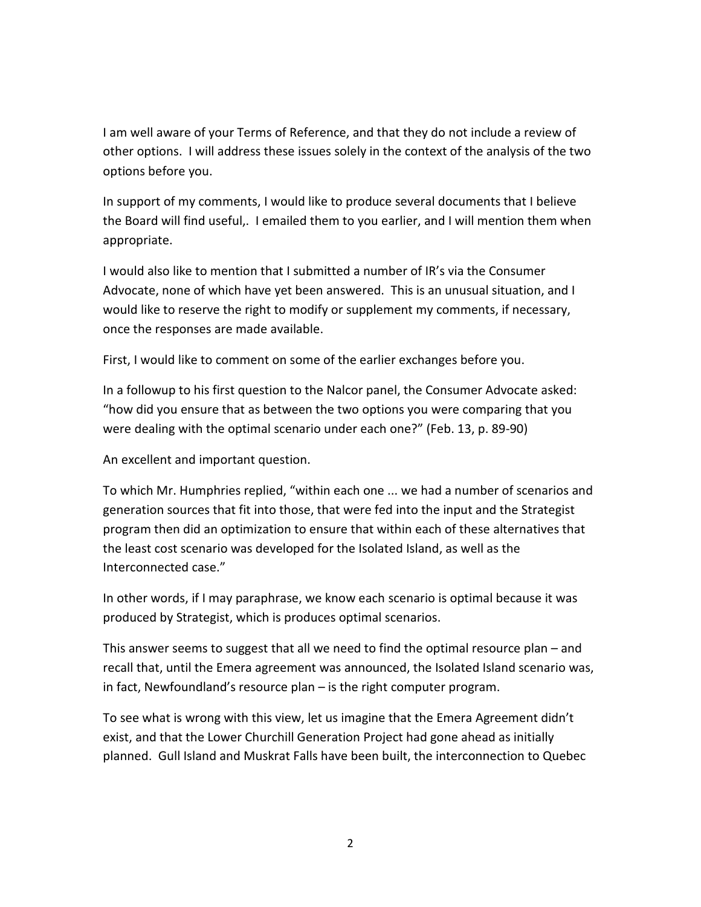I am well aware of your Terms of Reference, and that they do not include a review of other options. I will address these issues solely in the context of the analysis of the two options before you.

In support of my comments, I would like to produce several documents that I believe the Board will find useful,. I emailed them to you earlier, and I will mention them when appropriate.

I would also like to mention that I submitted a number of IR's via the Consumer Advocate, none of which have yet been answered. This is an unusual situation, and I would like to reserve the right to modify or supplement my comments, if necessary, once the responses are made available.

First, I would like to comment on some of the earlier exchanges before you.

In a followup to his first question to the Nalcor panel, the Consumer Advocate asked: "how did you ensure that as between the two options you were comparing that you were dealing with the optimal scenario under each one?" (Feb. 13, p. 89-90)

An excellent and important question.

To which Mr. Humphries replied, "within each one ... we had a number of scenarios and generation sources that fit into those, that were fed into the input and the Strategist program then did an optimization to ensure that within each of these alternatives that the least cost scenario was developed for the Isolated Island, as well as the Interconnected case."

In other words, if I may paraphrase, we know each scenario is optimal because it was produced by Strategist, which is produces optimal scenarios.

This answer seems to suggest that all we need to find the optimal resource plan – and recall that, until the Emera agreement was announced, the Isolated Island scenario was, in fact, Newfoundland's resource plan – is the right computer program.

To see what is wrong with this view, let us imagine that the Emera Agreement didn't exist, and that the Lower Churchill Generation Project had gone ahead as initially planned. Gull Island and Muskrat Falls have been built, the interconnection to Quebec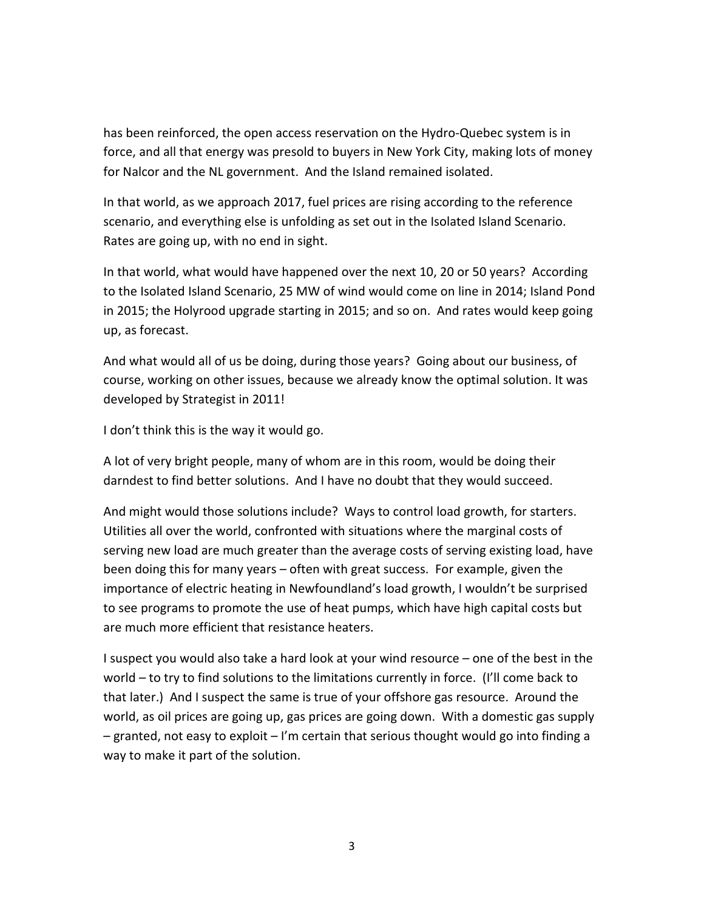has been reinforced, the open access reservation on the Hydro-Quebec system is in force, and all that energy was presold to buyers in New York City, making lots of money for Nalcor and the NL government. And the Island remained isolated.

In that world, as we approach 2017, fuel prices are rising according to the reference scenario, and everything else is unfolding as set out in the Isolated Island Scenario. Rates are going up, with no end in sight.

In that world, what would have happened over the next 10, 20 or 50 years? According to the Isolated Island Scenario, 25 MW of wind would come on line in 2014; Island Pond in 2015; the Holyrood upgrade starting in 2015; and so on. And rates would keep going up, as forecast.

And what would all of us be doing, during those years? Going about our business, of course, working on other issues, because we already know the optimal solution. It was developed by Strategist in 2011!

I don't think this is the way it would go.

A lot of very bright people, many of whom are in this room, would be doing their darndest to find better solutions. And I have no doubt that they would succeed.

And might would those solutions include? Ways to control load growth, for starters. Utilities all over the world, confronted with situations where the marginal costs of serving new load are much greater than the average costs of serving existing load, have been doing this for many years – often with great success. For example, given the importance of electric heating in Newfoundland's load growth, I wouldn't be surprised to see programs to promote the use of heat pumps, which have high capital costs but are much more efficient that resistance heaters.

I suspect you would also take a hard look at your wind resource – one of the best in the world – to try to find solutions to the limitations currently in force. (I'll come back to that later.) And I suspect the same is true of your offshore gas resource. Around the world, as oil prices are going up, gas prices are going down. With a domestic gas supply – granted, not easy to exploit – I'm certain that serious thought would go into finding a way to make it part of the solution.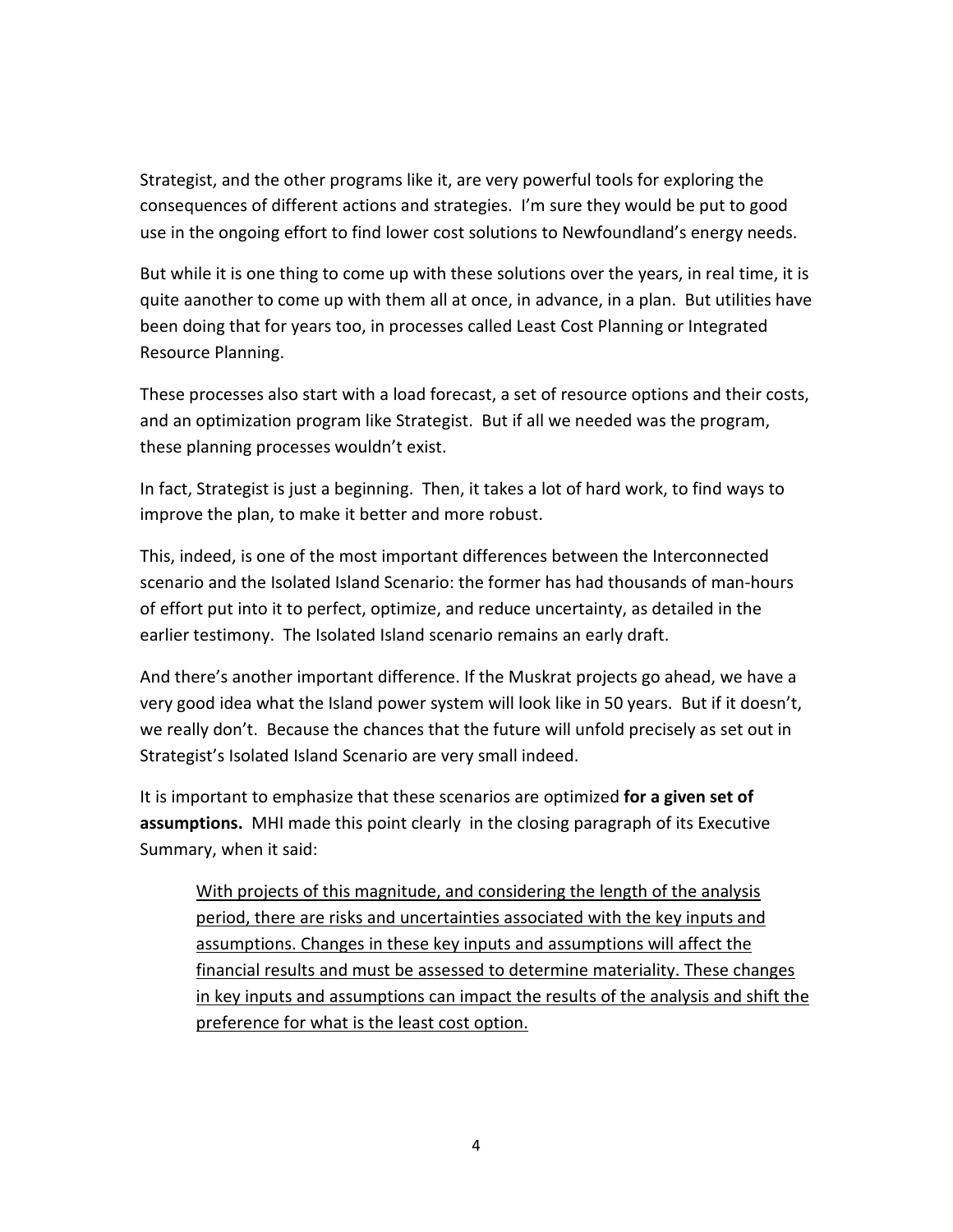Strategist, and the other programs like it, are very powerful tools for exploring the consequences of different actions and strategies. I'm sure they would be put to good use in the ongoing effort to find lower cost solutions to Newfoundland's energy needs.

But while it is one thing to come up with these solutions over the years, in real time, it is quite aanother to come up with them all at once, in advance, in a plan. But utilities have been doing that for years too, in processes called Least Cost Planning or Integrated Resource Planning.

These processes also start with a load forecast, a set of resource options and their costs, and an optimization program like Strategist. But if all we needed was the program, these planning processes wouldn't exist.

In fact, Strategist is just a beginning. Then, it takes a lot of hard work, to find ways to improve the plan, to make it better and more robust.

This, indeed, is one of the most important differences between the Interconnected scenario and the Isolated Island Scenario: the former has had thousands of man-hours of effort put into it to perfect, optimize, and reduce uncertainty, as detailed in the earlier testimony. The Isolated Island scenario remains an early draft.

And there's another important difference. If the Muskrat projects go ahead, we have a very good idea what the Island power system will look like in 50 years. But if it doesn't, we really don't. Because the chances that the future will unfold precisely as set out in Strategist's Isolated Island Scenario are very small indeed.

It is important to emphasize that these scenarios are optimized **for a given set of assumptions.** MHI made this point clearly in the closing paragraph of its Executive Summary, when it said:

> <u>With projects of this magnitude, and considering the length of the analysis period, there are risks and uncertainties associated with the key inputs and assumptions. Changes in these key inputs and assumptions will affect the financial results and must be assessed to determine materiality. These changes in key inputs and assumptions can impact the results of the analysis and shift the preference for what is the least cost option.</u>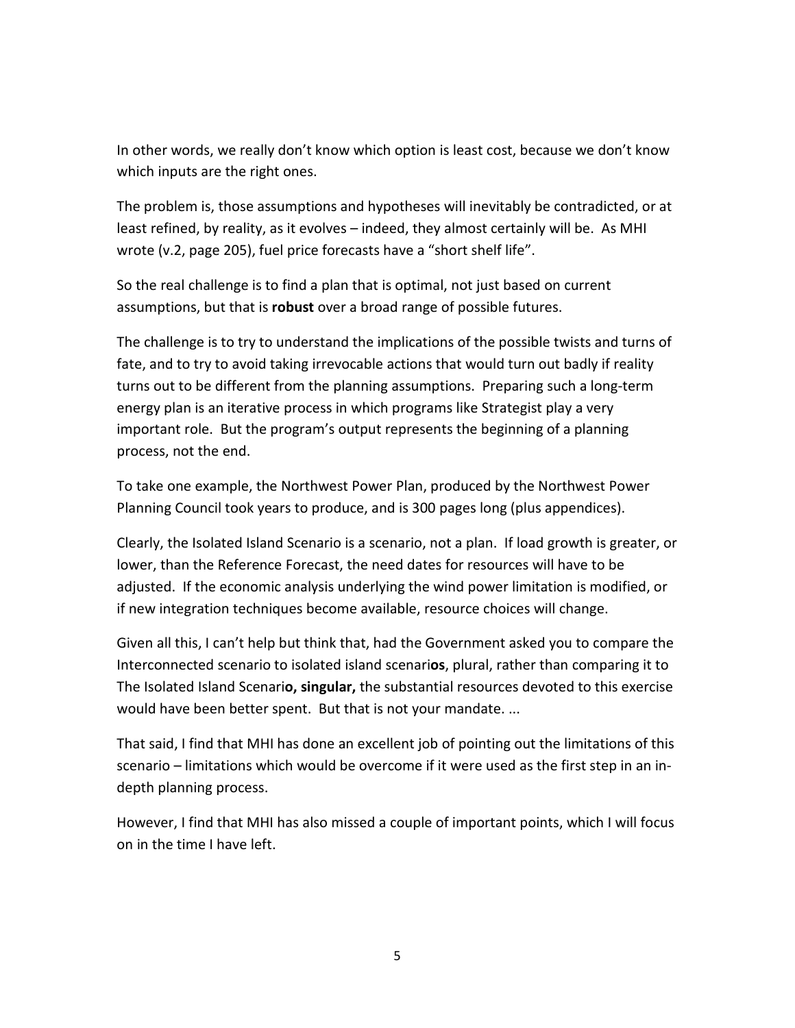In other words, we really don't know which option is least cost, because we don't know which inputs are the right ones.

The problem is, those assumptions and hypotheses will inevitably be contradicted, or at least refined, by reality, as it evolves – indeed, they almost certainly will be. As MHI wrote (v.2, page 205), fuel price forecasts have a "short shelf life".

So the real challenge is to find a plan that is optimal, not just based on current assumptions, but that is **robust** over a broad range of possible futures.

The challenge is to try to understand the implications of the possible twists and turns of fate, and to try to avoid taking irrevocable actions that would turn out badly if reality turns out to be different from the planning assumptions. Preparing such a long-term energy plan is an iterative process in which programs like Strategist play a very important role. But the program's output represents the beginning of a planning process, not the end.

To take one example, the Northwest Power Plan, produced by the Northwest Power Planning Council took years to produce, and is 300 pages long (plus appendices).

Clearly, the Isolated Island Scenario is a scenario, not a plan. If load growth is greater, or lower, than the Reference Forecast, the need dates for resources will have to be adjusted. If the economic analysis underlying the wind power limitation is modified, or if new integration techniques become available, resource choices will change.

Given all this, I can't help but think that, had the Government asked you to compare the Interconnected scenario to isolated island scenari**os**, plural, rather than comparing it to The Isolated Island Scenari**o, singular,** the substantial resources devoted to this exercise would have been better spent. But that is not your mandate. ...

That said, I find that MHI has done an excellent job of pointing out the limitations of this scenario – limitations which would be overcome if it were used as the first step in an in-depth planning process.

However, I find that MHI has also missed a couple of important points, which I will focus on in the time I have left.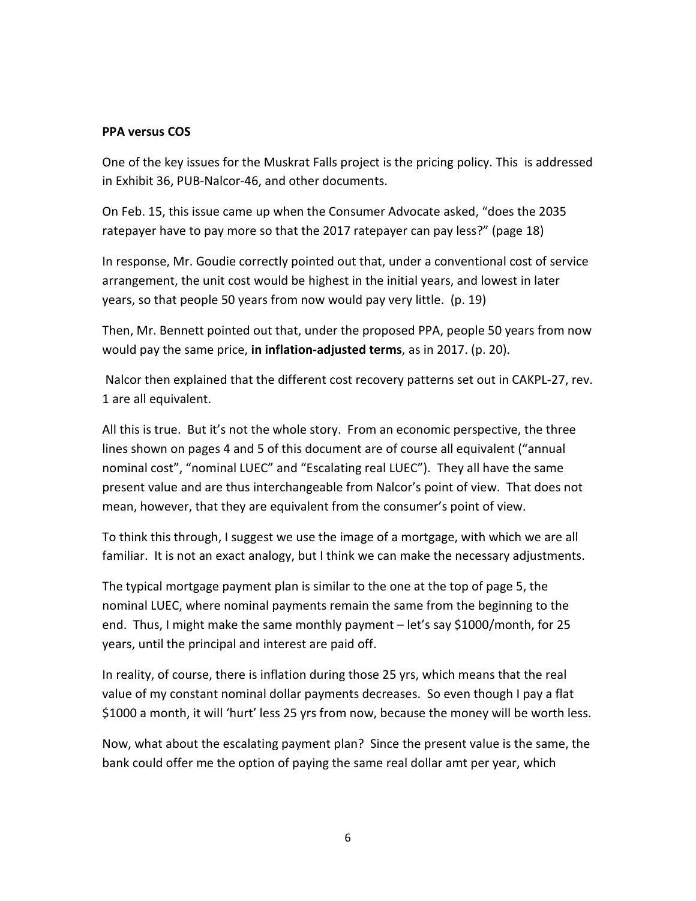**PPA versus COS**

One of the key issues for the Muskrat Falls project is the pricing policy. This is addressed in Exhibit 36, PUB-Nalcor-46, and other documents.

On Feb. 15, this issue came up when the Consumer Advocate asked, "does the 2035 ratepayer have to pay more so that the 2017 ratepayer can pay less?" (page 18)

In response, Mr. Goudie correctly pointed out that, under a conventional cost of service arrangement, the unit cost would be highest in the initial years, and lowest in later years, so that people 50 years from now would pay very little. (p. 19)

Then, Mr. Bennett pointed out that, under the proposed PPA, people 50 years from now would pay the same price, **in inflation-adjusted terms**, as in 2017. (p. 20).

Nalcor then explained that the different cost recovery patterns set out in CAKPL-27, rev. 1 are all equivalent.

All this is true. But it's not the whole story. From an economic perspective, the three lines shown on pages 4 and 5 of this document are of course all equivalent ("annual nominal cost", "nominal LUEC" and "Escalating real LUEC"). They all have the same present value and are thus interchangeable from Nalcor's point of view. That does not mean, however, that they are equivalent from the consumer's point of view.

To think this through, I suggest we use the image of a mortgage, with which we are all familiar. It is not an exact analogy, but I think we can make the necessary adjustments.

The typical mortgage payment plan is similar to the one at the top of page 5, the nominal LUEC, where nominal payments remain the same from the beginning to the end. Thus, I might make the same monthly payment – let's say $1000/month, for 25 years, until the principal and interest are paid off.

In reality, of course, there is inflation during those 25 yrs, which means that the real value of my constant nominal dollar payments decreases. So even though I pay a flat $1000 a month, it will 'hurt' less 25 yrs from now, because the money will be worth less.

Now, what about the escalating payment plan? Since the present value is the same, the bank could offer me the option of paying the same real dollar amt per year, which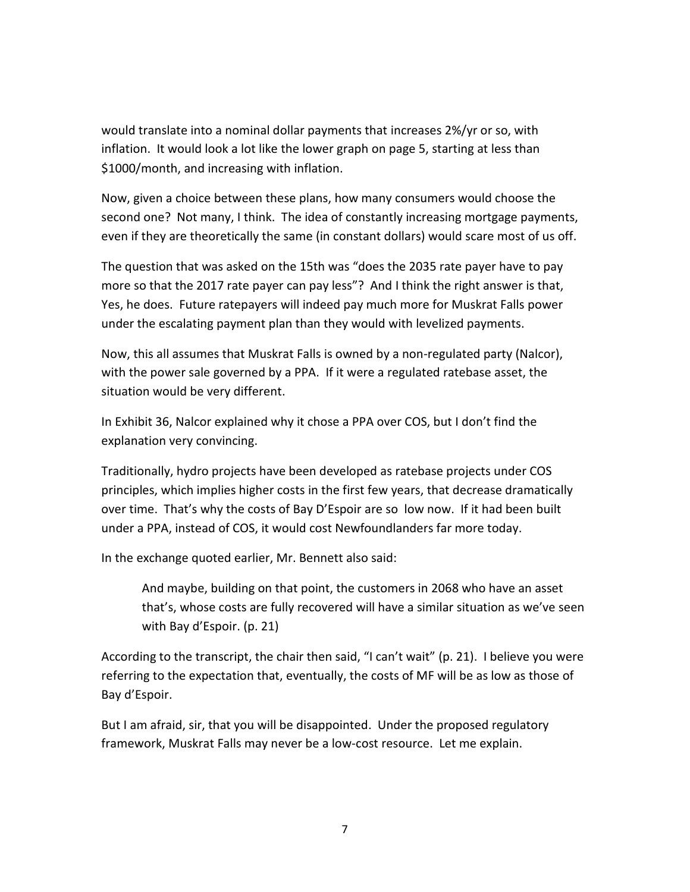would translate into a nominal dollar payments that increases 2%/yr or so, with inflation. It would look a lot like the lower graph on page 5, starting at less than \$1000/month, and increasing with inflation.

Now, given a choice between these plans, how many consumers would choose the second one? Not many, I think. The idea of constantly increasing mortgage payments, even if they are theoretically the same (in constant dollars) would scare most of us off.

The question that was asked on the 15th was "does the 2035 rate payer have to pay more so that the 2017 rate payer can pay less"? And I think the right answer is that, Yes, he does. Future ratepayers will indeed pay much more for Muskrat Falls power under the escalating payment plan than they would with levelized payments.

Now, this all assumes that Muskrat Falls is owned by a non-regulated party (Nalcor), with the power sale governed by a PPA. If it were a regulated ratebase asset, the situation would be very different.

In Exhibit 36, Nalcor explained why it chose a PPA over COS, but I don't find the explanation very convincing.

Traditionally, hydro projects have been developed as ratebase projects under COS principles, which implies higher costs in the first few years, that decrease dramatically over time. That's why the costs of Bay D'Espoir are so low now. If it had been built under a PPA, instead of COS, it would cost Newfoundlanders far more today.

In the exchange quoted earlier, Mr. Bennett also said:

> And maybe, building on that point, the customers in 2068 who have an asset that's, whose costs are fully recovered will have a similar situation as we've seen with Bay d'Espoir. (p. 21)

According to the transcript, the chair then said, "I can't wait" (p. 21). I believe you were referring to the expectation that, eventually, the costs of MF will be as low as those of Bay d'Espoir.

But I am afraid, sir, that you will be disappointed. Under the proposed regulatory framework, Muskrat Falls may never be a low-cost resource. Let me explain.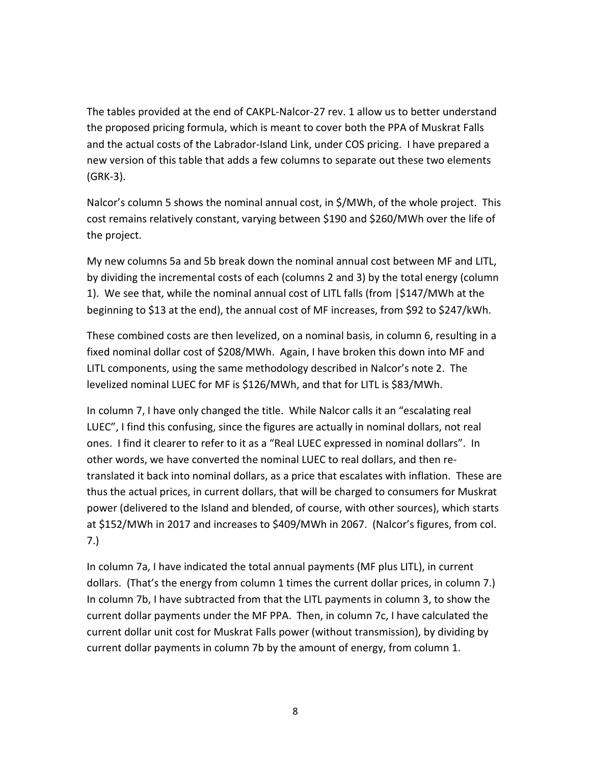The tables provided at the end of CAKPL-Nalcor-27 rev. 1 allow us to better understand the proposed pricing formula, which is meant to cover both the PPA of Muskrat Falls and the actual costs of the Labrador-Island Link, under COS pricing. I have prepared a new version of this table that adds a few columns to separate out these two elements (GRK-3).

Nalcor's column 5 shows the nominal annual cost, in $/MWh, of the whole project. This cost remains relatively constant, varying between $190 and $260/MWh over the life of the project.

My new columns 5a and 5b break down the nominal annual cost between MF and LITL, by dividing the incremental costs of each (columns 2 and 3) by the total energy (column 1). We see that, while the nominal annual cost of LITL falls (from |$147/MWh at the beginning to $13 at the end), the annual cost of MF increases, from $92 to $247/kWh.

These combined costs are then levelized, on a nominal basis, in column 6, resulting in a fixed nominal dollar cost of $208/MWh. Again, I have broken this down into MF and LITL components, using the same methodology described in Nalcor's note 2. The levelized nominal LUEC for MF is $126/MWh, and that for LITL is $83/MWh.

In column 7, I have only changed the title. While Nalcor calls it an "escalating real LUEC", I find this confusing, since the figures are actually in nominal dollars, not real ones. I find it clearer to refer to it as a "Real LUEC expressed in nominal dollars". In other words, we have converted the nominal LUEC to real dollars, and then re-translated it back into nominal dollars, as a price that escalates with inflation. These are thus the actual prices, in current dollars, that will be charged to consumers for Muskrat power (delivered to the Island and blended, of course, with other sources), which starts at $152/MWh in 2017 and increases to $409/MWh in 2067. (Nalcor's figures, from col. 7.)

In column 7a, I have indicated the total annual payments (MF plus LITL), in current dollars. (That's the energy from column 1 times the current dollar prices, in column 7.) In column 7b, I have subtracted from that the LITL payments in column 3, to show the current dollar payments under the MF PPA. Then, in column 7c, I have calculated the current dollar unit cost for Muskrat Falls power (without transmission), by dividing by current dollar payments in column 7b by the amount of energy, from column 1.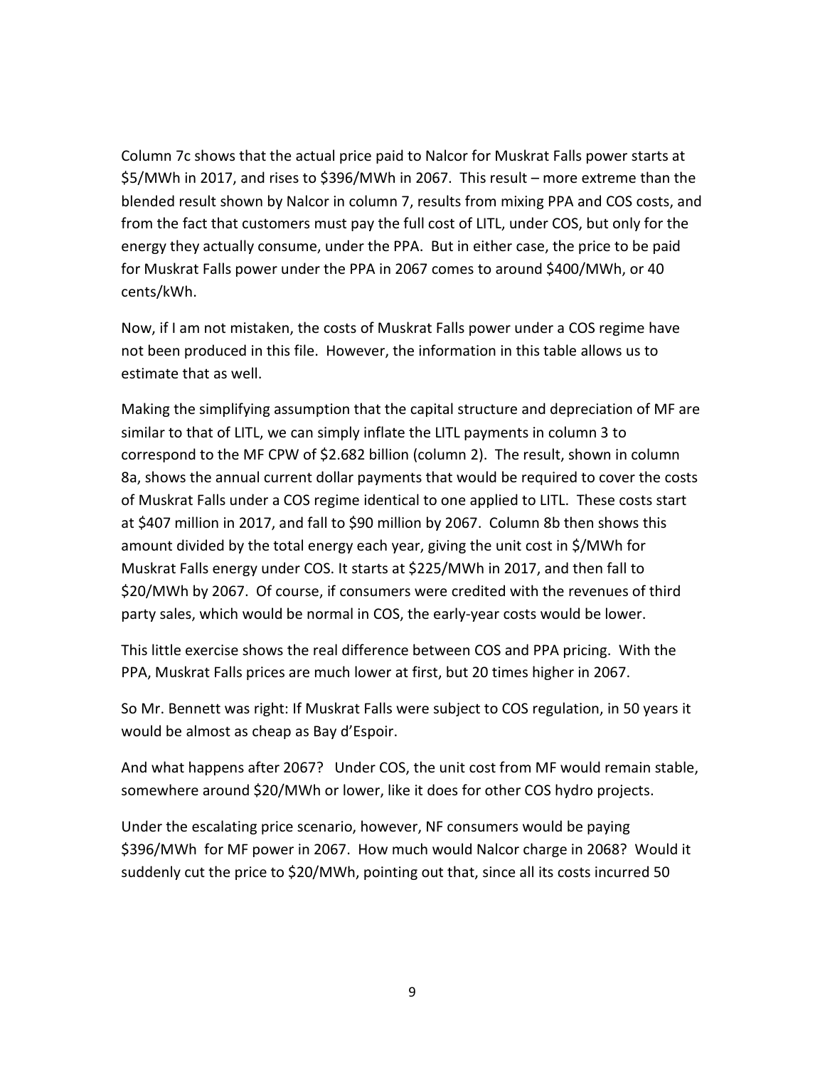Column 7c shows that the actual price paid to Nalcor for Muskrat Falls power starts at $5/MWh in 2017, and rises to $396/MWh in 2067. This result – more extreme than the blended result shown by Nalcor in column 7, results from mixing PPA and COS costs, and from the fact that customers must pay the full cost of LITL, under COS, but only for the energy they actually consume, under the PPA. But in either case, the price to be paid for Muskrat Falls power under the PPA in 2067 comes to around $400/MWh, or 40 cents/kWh.

Now, if I am not mistaken, the costs of Muskrat Falls power under a COS regime have not been produced in this file. However, the information in this table allows us to estimate that as well.

Making the simplifying assumption that the capital structure and depreciation of MF are similar to that of LITL, we can simply inflate the LITL payments in column 3 to correspond to the MF CPW of $2.682 billion (column 2). The result, shown in column 8a, shows the annual current dollar payments that would be required to cover the costs of Muskrat Falls under a COS regime identical to one applied to LITL. These costs start at $407 million in 2017, and fall to $90 million by 2067. Column 8b then shows this amount divided by the total energy each year, giving the unit cost in $/MWh for Muskrat Falls energy under COS. It starts at $225/MWh in 2017, and then fall to $20/MWh by 2067. Of course, if consumers were credited with the revenues of third party sales, which would be normal in COS, the early-year costs would be lower.

This little exercise shows the real difference between COS and PPA pricing. With the PPA, Muskrat Falls prices are much lower at first, but 20 times higher in 2067.

So Mr. Bennett was right: If Muskrat Falls were subject to COS regulation, in 50 years it would be almost as cheap as Bay d'Espoir.

And what happens after 2067? Under COS, the unit cost from MF would remain stable, somewhere around $20/MWh or lower, like it does for other COS hydro projects.

Under the escalating price scenario, however, NF consumers would be paying $396/MWh for MF power in 2067. How much would Nalcor charge in 2068? Would it suddenly cut the price to $20/MWh, pointing out that, since all its costs incurred 50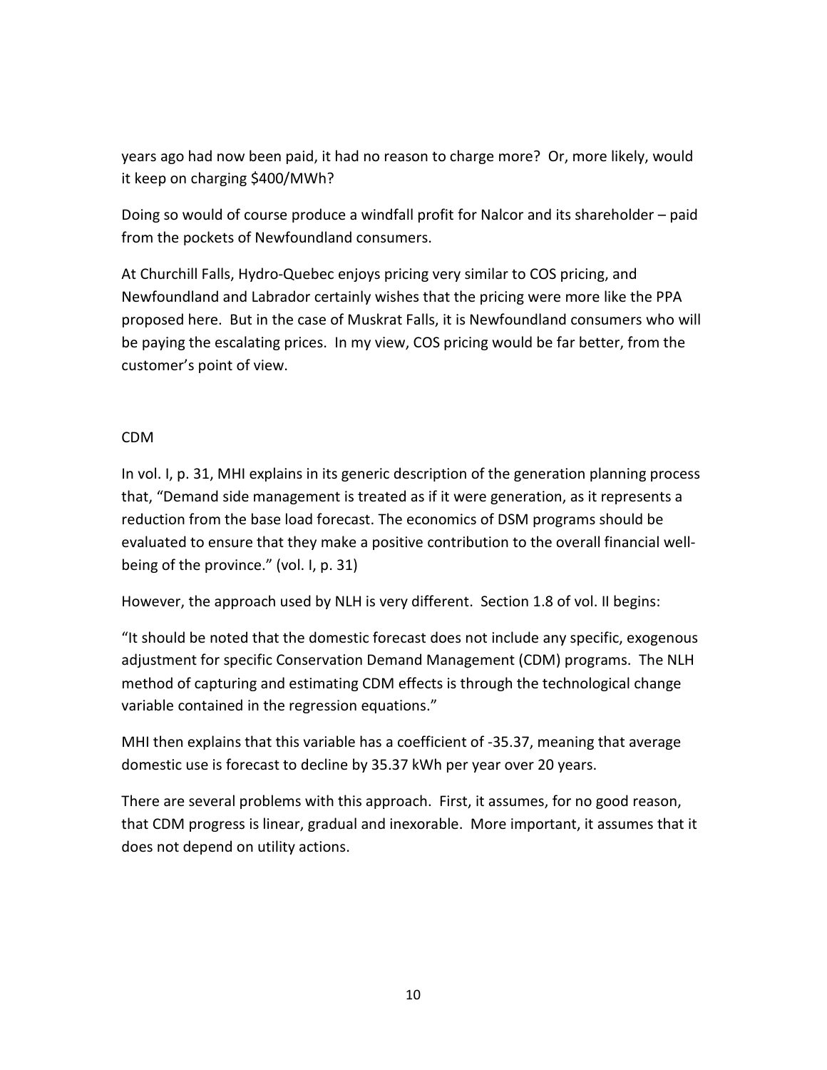years ago had now been paid, it had no reason to charge more? Or, more likely, would it keep on charging $400/MWh?

Doing so would of course produce a windfall profit for Nalcor and its shareholder – paid from the pockets of Newfoundland consumers.

At Churchill Falls, Hydro-Quebec enjoys pricing very similar to COS pricing, and Newfoundland and Labrador certainly wishes that the pricing were more like the PPA proposed here. But in the case of Muskrat Falls, it is Newfoundland consumers who will be paying the escalating prices. In my view, COS pricing would be far better, from the customer's point of view.

## CDM

In vol. I, p. 31, MHI explains in its generic description of the generation planning process that, "Demand side management is treated as if it were generation, as it represents a reduction from the base load forecast. The economics of DSM programs should be evaluated to ensure that they make a positive contribution to the overall financial well-being of the province." (vol. I, p. 31)

However, the approach used by NLH is very different. Section 1.8 of vol. II begins:

"It should be noted that the domestic forecast does not include any specific, exogenous adjustment for specific Conservation Demand Management (CDM) programs. The NLH method of capturing and estimating CDM effects is through the technological change variable contained in the regression equations."

MHI then explains that this variable has a coefficient of -35.37, meaning that average domestic use is forecast to decline by 35.37 kWh per year over 20 years.

There are several problems with this approach. First, it assumes, for no good reason, that CDM progress is linear, gradual and inexorable. More important, it assumes that it does not depend on utility actions.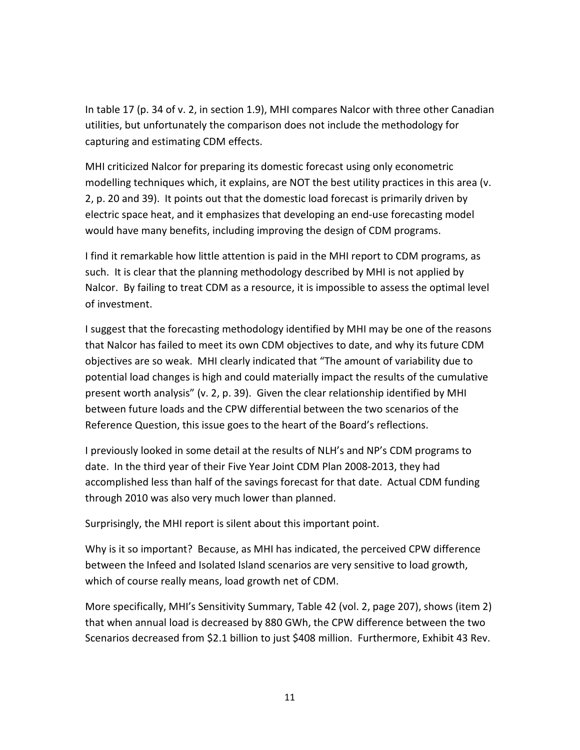In table 17 (p. 34 of v. 2, in section 1.9), MHI compares Nalcor with three other Canadian utilities, but unfortunately the comparison does not include the methodology for capturing and estimating CDM effects.

MHI criticized Nalcor for preparing its domestic forecast using only econometric modelling techniques which, it explains, are NOT the best utility practices in this area (v. 2, p. 20 and 39). It points out that the domestic load forecast is primarily driven by electric space heat, and it emphasizes that developing an end-use forecasting model would have many benefits, including improving the design of CDM programs.

I find it remarkable how little attention is paid in the MHI report to CDM programs, as such. It is clear that the planning methodology described by MHI is not applied by Nalcor. By failing to treat CDM as a resource, it is impossible to assess the optimal level of investment.

I suggest that the forecasting methodology identified by MHI may be one of the reasons that Nalcor has failed to meet its own CDM objectives to date, and why its future CDM objectives are so weak. MHI clearly indicated that "The amount of variability due to potential load changes is high and could materially impact the results of the cumulative present worth analysis" (v. 2, p. 39). Given the clear relationship identified by MHI between future loads and the CPW differential between the two scenarios of the Reference Question, this issue goes to the heart of the Board's reflections.

I previously looked in some detail at the results of NLH's and NP's CDM programs to date. In the third year of their Five Year Joint CDM Plan 2008-2013, they had accomplished less than half of the savings forecast for that date. Actual CDM funding through 2010 was also very much lower than planned.

Surprisingly, the MHI report is silent about this important point.

Why is it so important? Because, as MHI has indicated, the perceived CPW difference between the Infeed and Isolated Island scenarios are very sensitive to load growth, which of course really means, load growth net of CDM.

More specifically, MHI's Sensitivity Summary, Table 42 (vol. 2, page 207), shows (item 2) that when annual load is decreased by 880 GWh, the CPW difference between the two Scenarios decreased from $2.1 billion to just $408 million. Furthermore, Exhibit 43 Rev.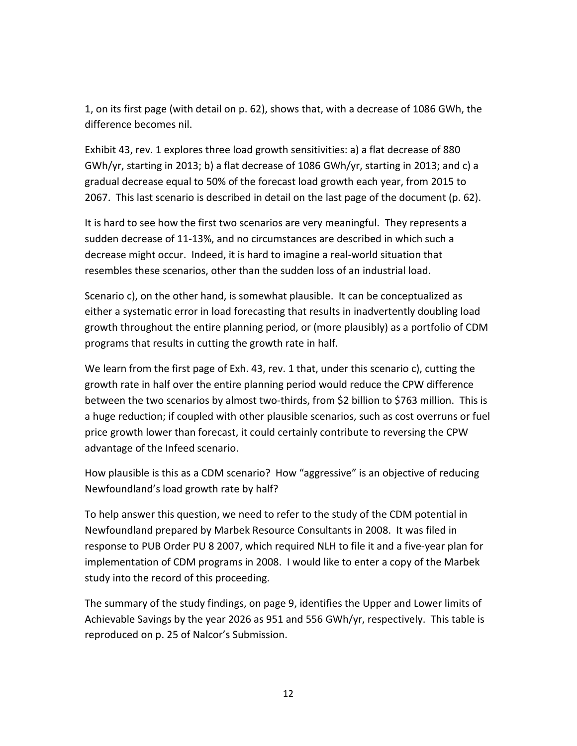1, on its first page (with detail on p. 62), shows that, with a decrease of 1086 GWh, the difference becomes nil.

Exhibit 43, rev. 1 explores three load growth sensitivities: a) a flat decrease of 880 GWh/yr, starting in 2013; b) a flat decrease of 1086 GWh/yr, starting in 2013; and c) a gradual decrease equal to 50% of the forecast load growth each year, from 2015 to 2067. This last scenario is described in detail on the last page of the document (p. 62).

It is hard to see how the first two scenarios are very meaningful. They represents a sudden decrease of 11-13%, and no circumstances are described in which such a decrease might occur. Indeed, it is hard to imagine a real-world situation that resembles these scenarios, other than the sudden loss of an industrial load.

Scenario c), on the other hand, is somewhat plausible. It can be conceptualized as either a systematic error in load forecasting that results in inadvertently doubling load growth throughout the entire planning period, or (more plausibly) as a portfolio of CDM programs that results in cutting the growth rate in half.

We learn from the first page of Exh. 43, rev. 1 that, under this scenario c), cutting the growth rate in half over the entire planning period would reduce the CPW difference between the two scenarios by almost two-thirds, from $2 billion to $763 million. This is a huge reduction; if coupled with other plausible scenarios, such as cost overruns or fuel price growth lower than forecast, it could certainly contribute to reversing the CPW advantage of the Infeed scenario.

How plausible is this as a CDM scenario? How "aggressive" is an objective of reducing Newfoundland's load growth rate by half?

To help answer this question, we need to refer to the study of the CDM potential in Newfoundland prepared by Marbek Resource Consultants in 2008. It was filed in response to PUB Order PU 8 2007, which required NLH to file it and a five-year plan for implementation of CDM programs in 2008. I would like to enter a copy of the Marbek study into the record of this proceeding.

The summary of the study findings, on page 9, identifies the Upper and Lower limits of Achievable Savings by the year 2026 as 951 and 556 GWh/yr, respectively. This table is reproduced on p. 25 of Nalcor's Submission.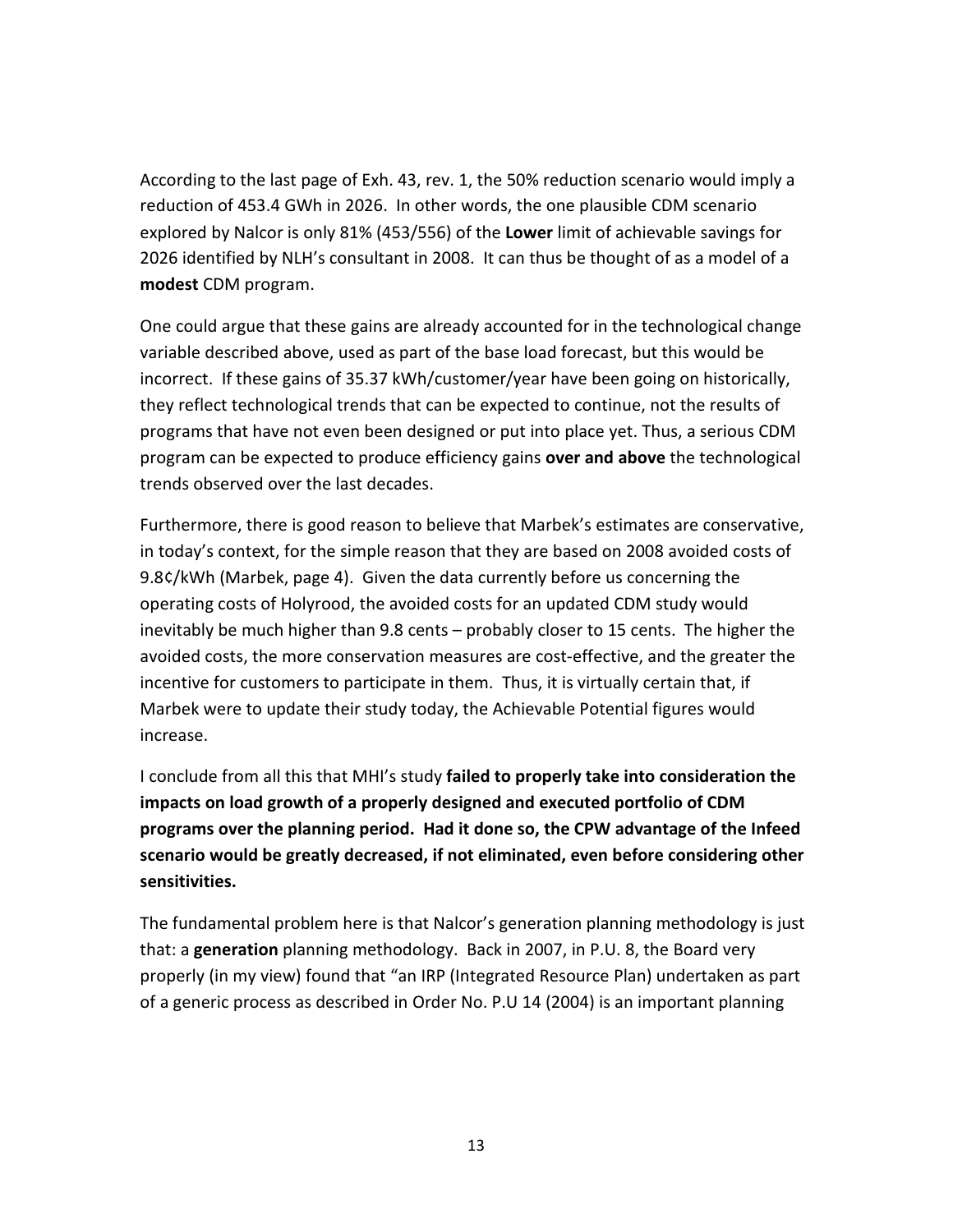According to the last page of Exh. 43, rev. 1, the 50% reduction scenario would imply a reduction of 453.4 GWh in 2026. In other words, the one plausible CDM scenario explored by Nalcor is only 81% (453/556) of the **Lower** limit of achievable savings for 2026 identified by NLH's consultant in 2008. It can thus be thought of as a model of a **modest** CDM program.

One could argue that these gains are already accounted for in the technological change variable described above, used as part of the base load forecast, but this would be incorrect. If these gains of 35.37 kWh/customer/year have been going on historically, they reflect technological trends that can be expected to continue, not the results of programs that have not even been designed or put into place yet. Thus, a serious CDM program can be expected to produce efficiency gains **over and above** the technological trends observed over the last decades.

Furthermore, there is good reason to believe that Marbek's estimates are conservative, in today's context, for the simple reason that they are based on 2008 avoided costs of 9.8¢/kWh (Marbek, page 4). Given the data currently before us concerning the operating costs of Holyrood, the avoided costs for an updated CDM study would inevitably be much higher than 9.8 cents – probably closer to 15 cents. The higher the avoided costs, the more conservation measures are cost-effective, and the greater the incentive for customers to participate in them. Thus, it is virtually certain that, if Marbek were to update their study today, the Achievable Potential figures would increase.

I conclude from all this that MHI's study **failed to properly take into consideration the impacts on load growth of a properly designed and executed portfolio of CDM programs over the planning period. Had it done so, the CPW advantage of the Infeed scenario would be greatly decreased, if not eliminated, even before considering other sensitivities.**

The fundamental problem here is that Nalcor's generation planning methodology is just that: a **generation** planning methodology. Back in 2007, in P.U. 8, the Board very properly (in my view) found that "an IRP (Integrated Resource Plan) undertaken as part of a generic process as described in Order No. P.U 14 (2004) is an important planning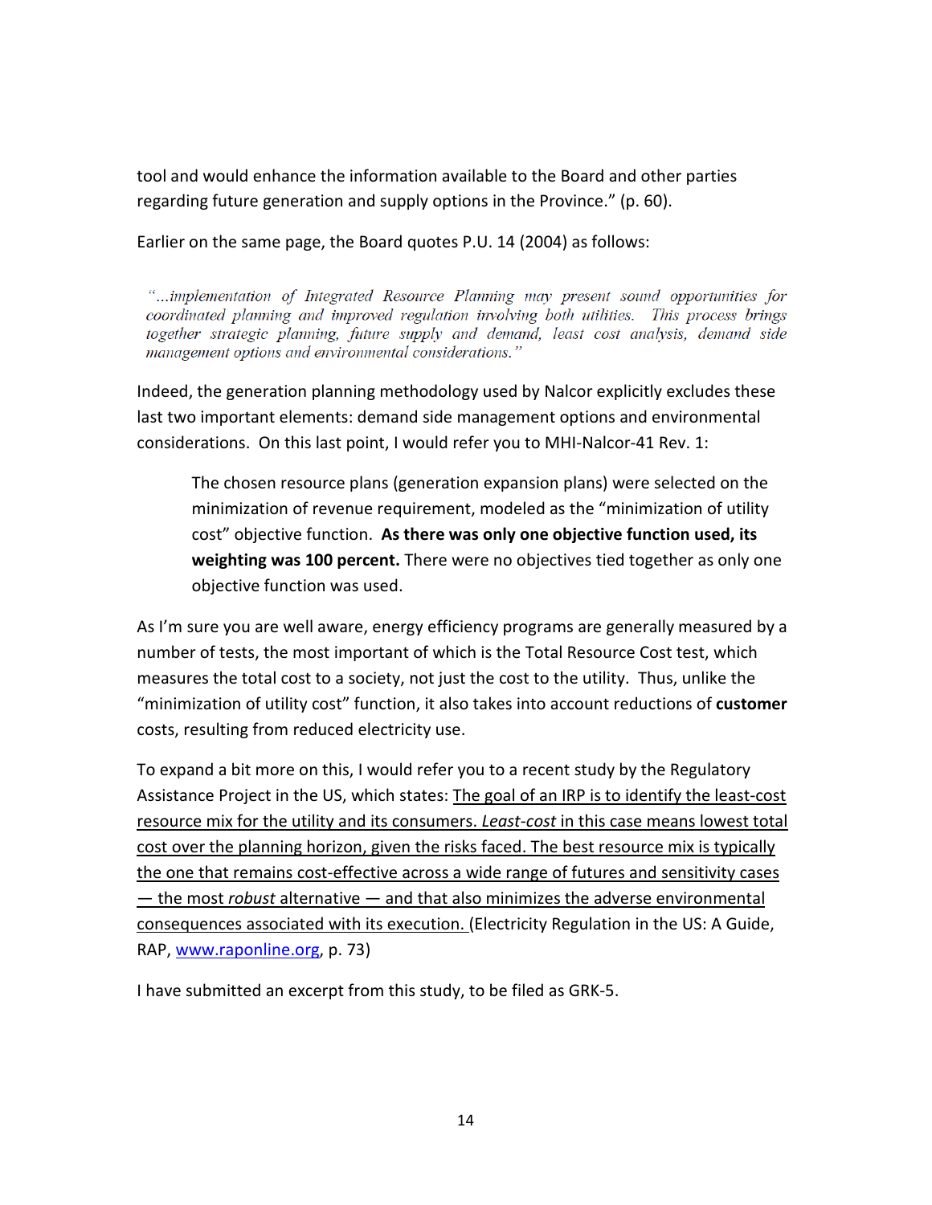tool and would enhance the information available to the Board and other parties regarding future generation and supply options in the Province." (p. 60).

Earlier on the same page, the Board quotes P.U. 14 (2004) as follows:

> *"...implementation of Integrated Resource Planning may present sound opportunities for coordinated planning and improved regulation involving both utilities. This process brings together strategic planning, future supply and demand, least cost analysis, demand side management options and environmental considerations."*

Indeed, the generation planning methodology used by Nalcor explicitly excludes these last two important elements: demand side management options and environmental considerations. On this last point, I would refer you to MHI-Nalcor-41 Rev. 1:

> The chosen resource plans (generation expansion plans) were selected on the minimization of revenue requirement, modeled as the "minimization of utility cost" objective function. **As there was only one objective function used, its weighting was 100 percent.** There were no objectives tied together as only one objective function was used.

As I'm sure you are well aware, energy efficiency programs are generally measured by a number of tests, the most important of which is the Total Resource Cost test, which measures the total cost to a society, not just the cost to the utility. Thus, unlike the "minimization of utility cost" function, it also takes into account reductions of **customer** costs, resulting from reduced electricity use.

To expand a bit more on this, I would refer you to a recent study by the Regulatory Assistance Project in the US, which states: <u>The goal of an IRP is to identify the least-cost resource mix for the utility and its consumers. *Least-cost* in this case means lowest total cost over the planning horizon, given the risks faced. The best resource mix is typically the one that remains cost-effective across a wide range of futures and sensitivity cases — the most *robust* alternative — and that also minimizes the adverse environmental consequences associated with its execution.</u> (Electricity Regulation in the US: A Guide, RAP, [www.raponline.org](http://www.raponline.org), p. 73)

I have submitted an excerpt from this study, to be filed as GRK-5.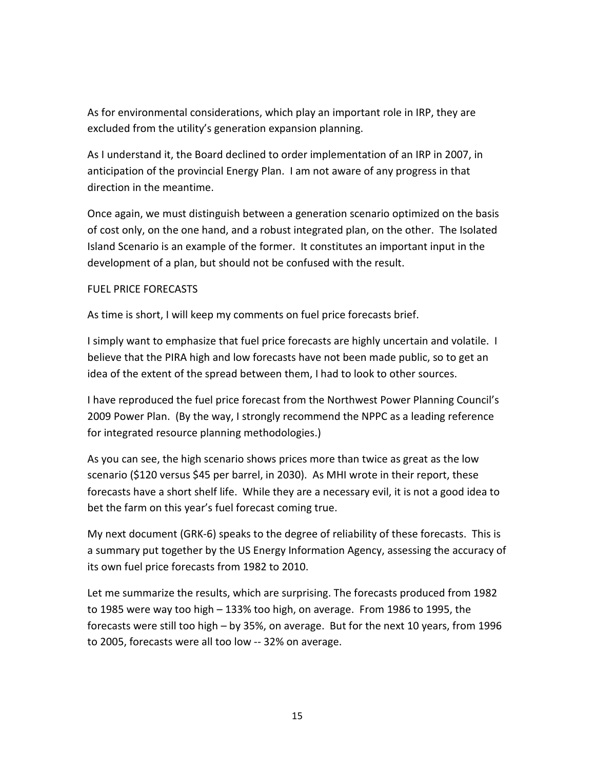As for environmental considerations, which play an important role in IRP, they are excluded from the utility's generation expansion planning.

As I understand it, the Board declined to order implementation of an IRP in 2007, in anticipation of the provincial Energy Plan. I am not aware of any progress in that direction in the meantime.

Once again, we must distinguish between a generation scenario optimized on the basis of cost only, on the one hand, and a robust integrated plan, on the other. The Isolated Island Scenario is an example of the former. It constitutes an important input in the development of a plan, but should not be confused with the result.

## FUEL PRICE FORECASTS

As time is short, I will keep my comments on fuel price forecasts brief.

I simply want to emphasize that fuel price forecasts are highly uncertain and volatile. I believe that the PIRA high and low forecasts have not been made public, so to get an idea of the extent of the spread between them, I had to look to other sources.

I have reproduced the fuel price forecast from the Northwest Power Planning Council's 2009 Power Plan. (By the way, I strongly recommend the NPPC as a leading reference for integrated resource planning methodologies.)

As you can see, the high scenario shows prices more than twice as great as the low scenario ($120 versus $45 per barrel, in 2030). As MHI wrote in their report, these forecasts have a short shelf life. While they are a necessary evil, it is not a good idea to bet the farm on this year's fuel forecast coming true.

My next document (GRK-6) speaks to the degree of reliability of these forecasts. This is a summary put together by the US Energy Information Agency, assessing the accuracy of its own fuel price forecasts from 1982 to 2010.

Let me summarize the results, which are surprising. The forecasts produced from 1982 to 1985 were way too high – 133% too high, on average. From 1986 to 1995, the forecasts were still too high – by 35%, on average. But for the next 10 years, from 1996 to 2005, forecasts were all too low -- 32% on average.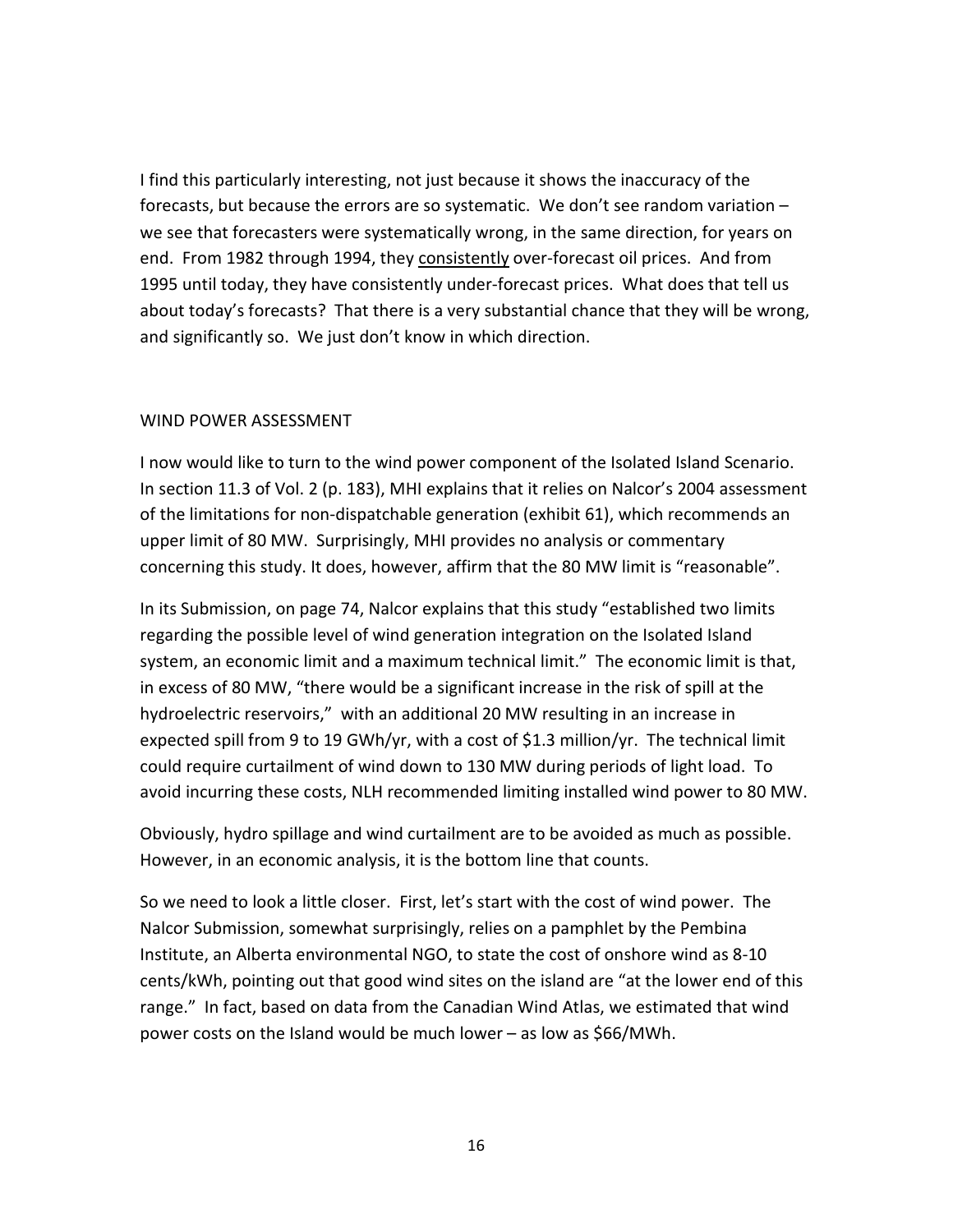I find this particularly interesting, not just because it shows the inaccuracy of the forecasts, but because the errors are so systematic. We don't see random variation – we see that forecasters were systematically wrong, in the same direction, for years on end. From 1982 through 1994, they <u>consistently</u> over-forecast oil prices. And from 1995 until today, they have consistently under-forecast prices. What does that tell us about today's forecasts? That there is a very substantial chance that they will be wrong, and significantly so. We just don't know in which direction.

## WIND POWER ASSESSMENT

I now would like to turn to the wind power component of the Isolated Island Scenario. In section 11.3 of Vol. 2 (p. 183), MHI explains that it relies on Nalcor's 2004 assessment of the limitations for non-dispatchable generation (exhibit 61), which recommends an upper limit of 80 MW. Surprisingly, MHI provides no analysis or commentary concerning this study. It does, however, affirm that the 80 MW limit is "reasonable".

In its Submission, on page 74, Nalcor explains that this study "established two limits regarding the possible level of wind generation integration on the Isolated Island system, an economic limit and a maximum technical limit." The economic limit is that, in excess of 80 MW, "there would be a significant increase in the risk of spill at the hydroelectric reservoirs," with an additional 20 MW resulting in an increase in expected spill from 9 to 19 GWh/yr, with a cost of $1.3 million/yr. The technical limit could require curtailment of wind down to 130 MW during periods of light load. To avoid incurring these costs, NLH recommended limiting installed wind power to 80 MW.

Obviously, hydro spillage and wind curtailment are to be avoided as much as possible. However, in an economic analysis, it is the bottom line that counts.

So we need to look a little closer. First, let's start with the cost of wind power. The Nalcor Submission, somewhat surprisingly, relies on a pamphlet by the Pembina Institute, an Alberta environmental NGO, to state the cost of onshore wind as 8-10 cents/kWh, pointing out that good wind sites on the island are "at the lower end of this range." In fact, based on data from the Canadian Wind Atlas, we estimated that wind power costs on the Island would be much lower – as low as $66/MWh.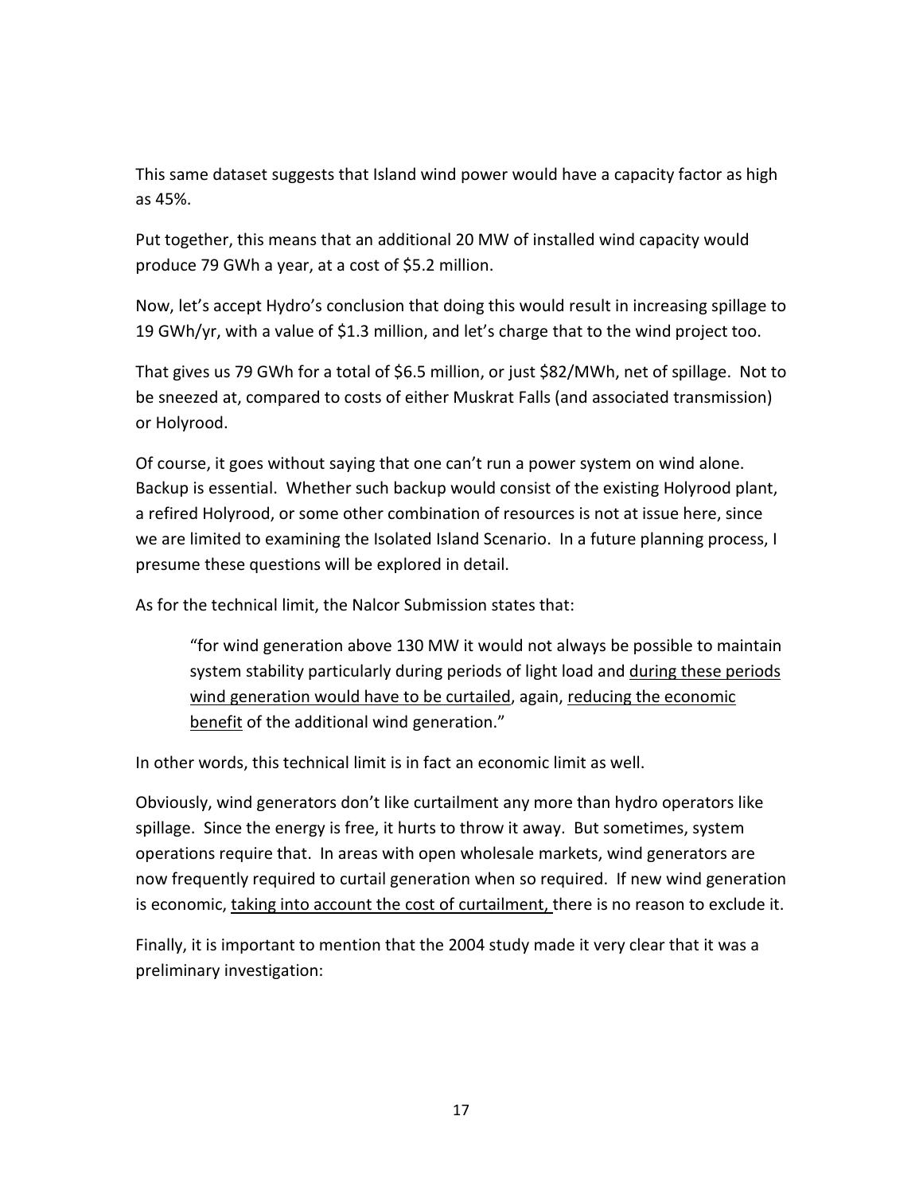This same dataset suggests that Island wind power would have a capacity factor as high as 45%.

Put together, this means that an additional 20 MW of installed wind capacity would produce 79 GWh a year, at a cost of $5.2 million.

Now, let's accept Hydro's conclusion that doing this would result in increasing spillage to 19 GWh/yr, with a value of $1.3 million, and let's charge that to the wind project too.

That gives us 79 GWh for a total of $6.5 million, or just $82/MWh, net of spillage. Not to be sneezed at, compared to costs of either Muskrat Falls (and associated transmission) or Holyrood.

Of course, it goes without saying that one can't run a power system on wind alone. Backup is essential. Whether such backup would consist of the existing Holyrood plant, a refired Holyrood, or some other combination of resources is not at issue here, since we are limited to examining the Isolated Island Scenario. In a future planning process, I presume these questions will be explored in detail.

As for the technical limit, the Nalcor Submission states that:

> "for wind generation above 130 MW it would not always be possible to maintain system stability particularly during periods of light load and <u>during these periods wind generation would have to be curtailed</u>, again, <u>reducing the economic benefit</u> of the additional wind generation."

In other words, this technical limit is in fact an economic limit as well.

Obviously, wind generators don't like curtailment any more than hydro operators like spillage. Since the energy is free, it hurts to throw it away. But sometimes, system operations require that. In areas with open wholesale markets, wind generators are now frequently required to curtail generation when so required. If new wind generation is economic, <u>taking into account the cost of curtailment,</u> there is no reason to exclude it.

Finally, it is important to mention that the 2004 study made it very clear that it was a preliminary investigation: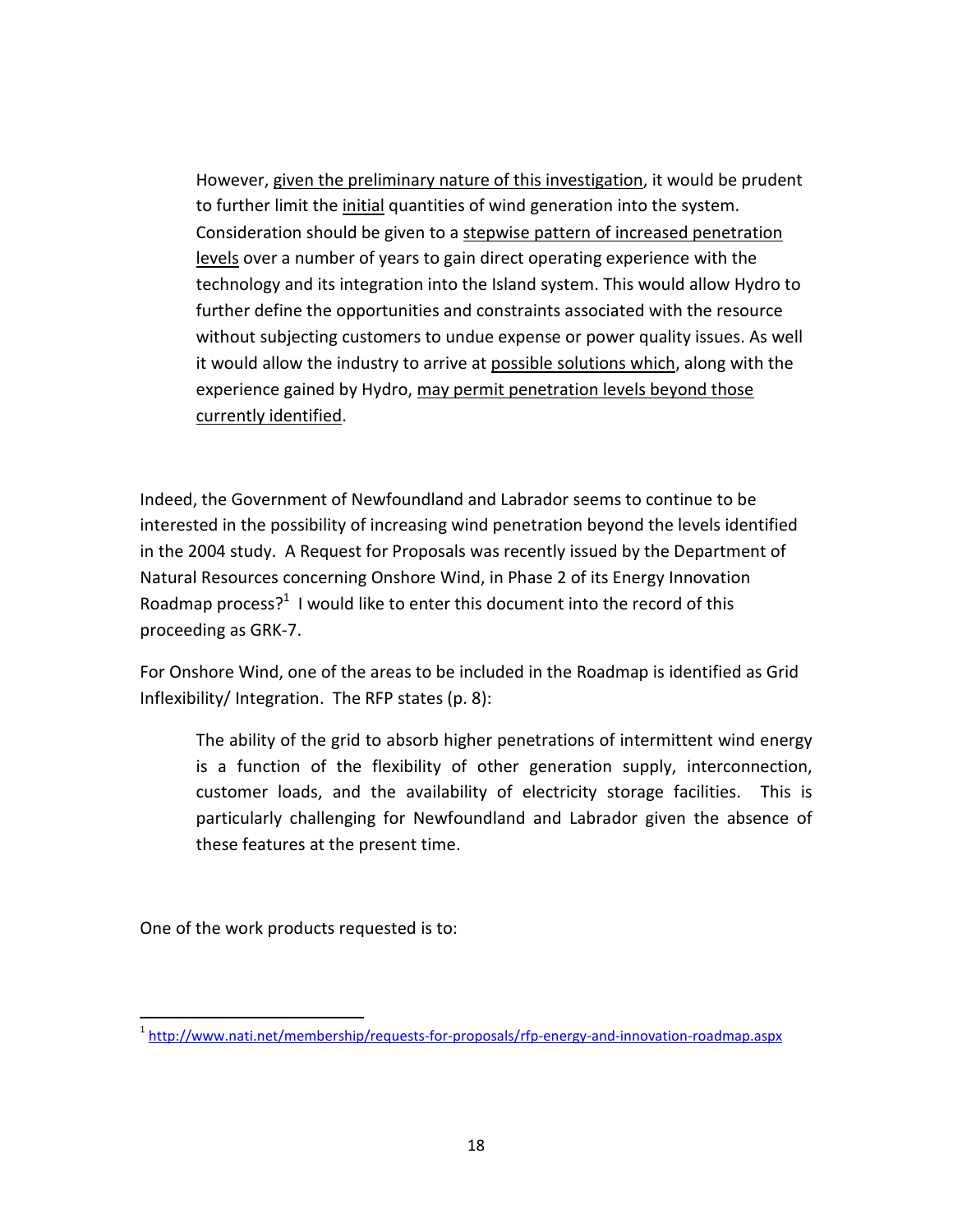> However, <u>given the preliminary nature of this investigation</u>, it would be prudent to further limit the <u>initial</u> quantities of wind generation into the system. Consideration should be given to a <u>stepwise pattern of increased penetration levels</u> over a number of years to gain direct operating experience with the technology and its integration into the Island system. This would allow Hydro to further define the opportunities and constraints associated with the resource without subjecting customers to undue expense or power quality issues. As well it would allow the industry to arrive at <u>possible solutions which</u>, along with the experience gained by Hydro, <u>may permit penetration levels beyond those currently identified</u>.

Indeed, the Government of Newfoundland and Labrador seems to continue to be interested in the possibility of increasing wind penetration beyond the levels identified in the 2004 study. A Request for Proposals was recently issued by the Department of Natural Resources concerning Onshore Wind, in Phase 2 of its Energy Innovation Roadmap process?[1] I would like to enter this document into the record of this proceeding as GRK-7.

For Onshore Wind, one of the areas to be included in the Roadmap is identified as Grid Inflexibility/ Integration. The RFP states (p. 8):

> The ability of the grid to absorb higher penetrations of intermittent wind energy is a function of the flexibility of other generation supply, interconnection, customer loads, and the availability of electricity storage facilities. This is particularly challenging for Newfoundland and Labrador given the absence of these features at the present time.

One of the work products requested is to:

---

[1] http://www.nati.net/membership/requests-for-proposals/rfp-energy-and-innovation-roadmap.aspx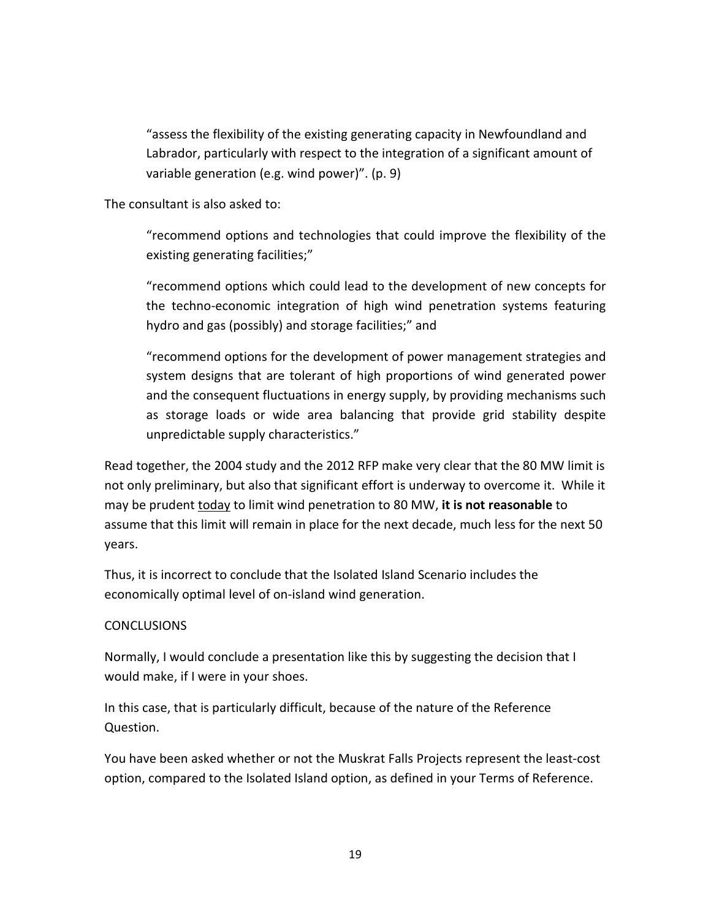> "assess the flexibility of the existing generating capacity in Newfoundland and Labrador, particularly with respect to the integration of a significant amount of variable generation (e.g. wind power)". (p. 9)

The consultant is also asked to:

> "recommend options and technologies that could improve the flexibility of the existing generating facilities;"
>
> "recommend options which could lead to the development of new concepts for the techno-economic integration of high wind penetration systems featuring hydro and gas (possibly) and storage facilities;" and
>
> "recommend options for the development of power management strategies and system designs that are tolerant of high proportions of wind generated power and the consequent fluctuations in energy supply, by providing mechanisms such as storage loads or wide area balancing that provide grid stability despite unpredictable supply characteristics."

Read together, the 2004 study and the 2012 RFP make very clear that the 80 MW limit is not only preliminary, but also that significant effort is underway to overcome it. While it may be prudent <u>today</u> to limit wind penetration to 80 MW, **it is not reasonable** to assume that this limit will remain in place for the next decade, much less for the next 50 years.

Thus, it is incorrect to conclude that the Isolated Island Scenario includes the economically optimal level of on-island wind generation.

## CONCLUSIONS

Normally, I would conclude a presentation like this by suggesting the decision that I would make, if I were in your shoes.

In this case, that is particularly difficult, because of the nature of the Reference Question.

You have been asked whether or not the Muskrat Falls Projects represent the least-cost option, compared to the Isolated Island option, as defined in your Terms of Reference.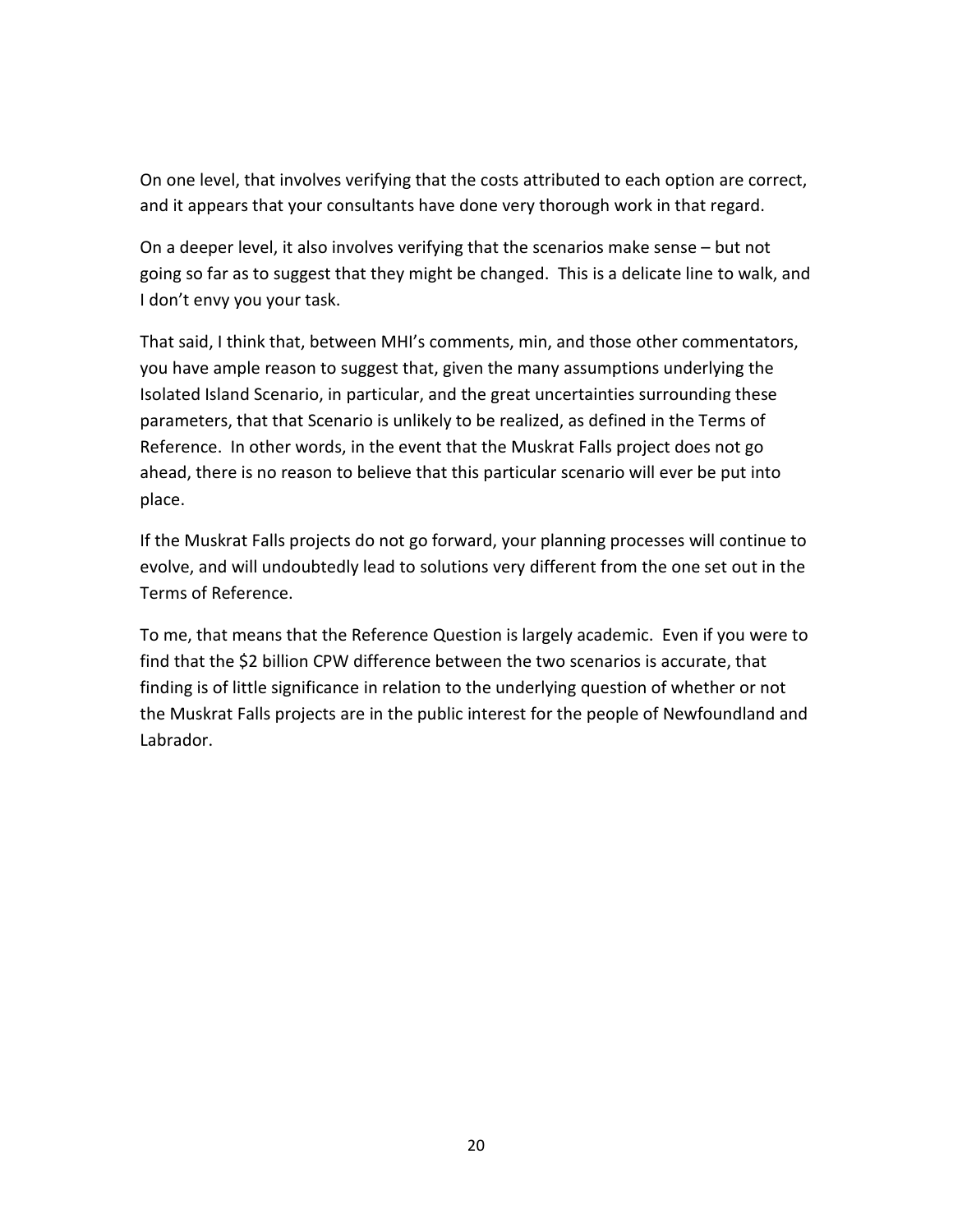On one level, that involves verifying that the costs attributed to each option are correct, and it appears that your consultants have done very thorough work in that regard.

On a deeper level, it also involves verifying that the scenarios make sense – but not going so far as to suggest that they might be changed. This is a delicate line to walk, and I don't envy you your task.

That said, I think that, between MHI's comments, min, and those other commentators, you have ample reason to suggest that, given the many assumptions underlying the Isolated Island Scenario, in particular, and the great uncertainties surrounding these parameters, that that Scenario is unlikely to be realized, as defined in the Terms of Reference. In other words, in the event that the Muskrat Falls project does not go ahead, there is no reason to believe that this particular scenario will ever be put into place.

If the Muskrat Falls projects do not go forward, your planning processes will continue to evolve, and will undoubtedly lead to solutions very different from the one set out in the Terms of Reference.

To me, that means that the Reference Question is largely academic. Even if you were to find that the $2 billion CPW difference between the two scenarios is accurate, that finding is of little significance in relation to the underlying question of whether or not the Muskrat Falls projects are in the public interest for the people of Newfoundland and Labrador.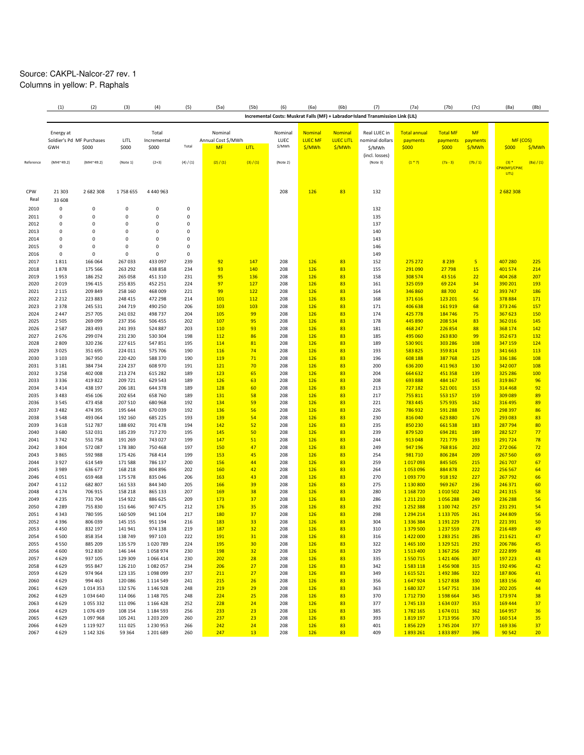Source: CAKPL-Nalcor-27 rev. 1

Columns in yellow: P. Raphals

| | (1) | (2) | (3) | (4) | (5) | (5a) | (5b) | (6) | (6a) | (6b) | (7) | (7a) | (7b) | (7c) | (8a) | (8b) |
|---|---|---|---|---|---|---|---|---|---|---|---|---|---|---|---|---|
| | Incremental Costs: Muskrat Falls (MF) + Labrador-Island Transmission Link (LIL) | | | | | | | | | | | | | | | |
| | Energy at Soldier's Pd GWH | MF Purchases $000 | LITL $000 | Total Incremental $000 | Total | Nominal Annual Cost $/MWh MF | LITL | Nominal LUEC $/MWh | Nominal LUEC MF $/MWh | Nominal LUEC LITL $/MWh | Real LUEC in nominal dollars $/MWh (incl. losses) | Total annual payments $000 | Total MF payments $000 | MF payments $/MWh | MF (COS) $000 | $/MWh |
| Reference | (MHI~49.2) | (MHI~49.2) | (Note 1) | (2+3) | (4) / (1) | (2) / (1) | (3) / (1) | (Note 2) | | | (Note 3) | (1 * 7) | (7a - 3) | (7b / 1) | (3) * CPW(MF)/CPW(LITL) | (8a) / (1) |
| CPW | 21 303 | 2 682 308 | 1 758 655 | 4 440 963 | | | | 208 | 126 | 83 | 132 | | | | 2 682 308 | |
| Real | 33 608 | | | | | | | | | | | | | | | |
| 2010 | 0 | 0 | 0 | 0 | 0 | | | | | | 132 | | | | | |
| 2011 | 0 | 0 | 0 | 0 | 0 | | | | | | 135 | | | | | |
| 2012 | 0 | 0 | 0 | 0 | 0 | | | | | | 137 | | | | | |
| 2013 | 0 | 0 | 0 | 0 | 0 | | | | | | 140 | | | | | |
| 2014 | 0 | 0 | 0 | 0 | 0 | | | | | | 143 | | | | | |
| 2015 | 0 | 0 | 0 | 0 | 0 | | | | | | 146 | | | | | |
| 2016 | 0 | 0 | 0 | 0 | 0 | | | | | | 149 | | | | | |
| 2017 | 1 811 | 166 064 | 267 033 | 433 097 | 239 | 92 | 147 | 208 | 126 | 83 | 152 | 275 272 | 8 239 | 5 | 407 280 | 225 |
| 2018 | 1 878 | 175 566 | 263 292 | 438 858 | 234 | 93 | 140 | 208 | 126 | 83 | 155 | 291 090 | 27 798 | 15 | 401 574 | 214 |
| 2019 | 1 953 | 186 252 | 265 058 | 451 310 | 231 | 95 | 136 | 208 | 126 | 83 | 158 | 308 574 | 43 516 | 22 | 404 268 | 207 |
| 2020 | 2 019 | 196 415 | 255 835 | 452 251 | 224 | 97 | 127 | 208 | 126 | 83 | 161 | 325 059 | 69 224 | 34 | 390 201 | 193 |
| 2021 | 2 115 | 209 849 | 258 160 | 468 009 | 221 | 99 | 122 | 208 | 126 | 83 | 164 | 346 860 | 88 700 | 42 | 393 747 | 186 |
| 2022 | 2 212 | 223 883 | 248 415 | 472 298 | 214 | 101 | 112 | 208 | 126 | 83 | 168 | 371 616 | 123 201 | 56 | 378 884 | 171 |
| 2023 | 2 378 | 245 531 | 244 719 | 490 250 | 206 | 103 | 103 | 208 | 126 | 83 | 171 | 406 638 | 161 919 | 68 | 373 246 | 157 |
| 2024 | 2 447 | 257 705 | 241 032 | 498 737 | 204 | 105 | 99 | 208 | 126 | 83 | 174 | 425 778 | 184 746 | 75 | 367 623 | 150 |
| 2025 | 2 505 | 269 099 | 237 356 | 506 455 | 202 | 107 | 95 | 208 | 126 | 83 | 178 | 445 890 | 208 534 | 83 | 362 016 | 145 |
| 2026 | 2 587 | 283 493 | 241 393 | 524 887 | 203 | 110 | 93 | 208 | 126 | 83 | 181 | 468 247 | 226 854 | 88 | 368 174 | 142 |
| 2027 | 2 676 | 299 074 | 231 230 | 530 304 | 198 | 112 | 86 | 208 | 126 | 83 | 185 | 495 060 | 263 830 | 99 | 352 673 | 132 |
| 2028 | 2 809 | 320 236 | 227 615 | 547 851 | 195 | 114 | 81 | 208 | 126 | 83 | 189 | 530 901 | 303 286 | 108 | 347 159 | 124 |
| 2029 | 3 025 | 351 695 | 224 011 | 575 706 | 190 | 116 | 74 | 208 | 126 | 83 | 193 | 583 825 | 359 814 | 119 | 341 663 | 113 |
| 2030 | 3 103 | 367 950 | 220 420 | 588 370 | 190 | 119 | 71 | 208 | 126 | 83 | 196 | 608 188 | 387 768 | 125 | 336 186 | 108 |
| 2031 | 3 181 | 384 734 | 224 237 | 608 970 | 191 | 121 | 70 | 208 | 126 | 83 | 200 | 636 200 | 411 963 | 130 | 342 007 | 108 |
| 2032 | 3 258 | 402 008 | 213 274 | 615 282 | 189 | 123 | 65 | 208 | 126 | 83 | 204 | 664 632 | 451 358 | 139 | 325 286 | 100 |
| 2033 | 3 336 | 419 822 | 209 721 | 629 543 | 189 | 126 | 63 | 208 | 126 | 83 | 208 | 693 888 | 484 167 | 145 | 319 867 | 96 |
| 2034 | 3 414 | 438 197 | 206 181 | 644 378 | 189 | 128 | 60 | 208 | 126 | 83 | 213 | 727 182 | 521 001 | 153 | 314 468 | 92 |
| 2035 | 3 483 | 456 106 | 202 654 | 658 760 | 189 | 131 | 58 | 208 | 126 | 83 | 217 | 755 811 | 553 157 | 159 | 309 089 | 89 |
| 2036 | 3 545 | 473 458 | 207 510 | 680 968 | 192 | 134 | 59 | 208 | 126 | 83 | 221 | 783 445 | 575 935 | 162 | 316 495 | 89 |
| 2037 | 3 482 | 474 395 | 195 644 | 670 039 | 192 | 136 | 56 | 208 | 126 | 83 | 226 | 786 932 | 591 288 | 170 | 298 397 | 86 |
| 2038 | 3 548 | 493 064 | 192 160 | 685 225 | 193 | 139 | 54 | 208 | 126 | 83 | 230 | 816 040 | 623 880 | 176 | 293 083 | 83 |
| 2039 | 3 618 | 512 787 | 188 692 | 701 478 | 194 | 142 | 52 | 208 | 126 | 83 | 235 | 850 230 | 661 538 | 183 | 287 794 | 80 |
| 2040 | 3 680 | 532 031 | 185 239 | 717 270 | 195 | 145 | 50 | 208 | 126 | 83 | 239 | 879 520 | 694 281 | 189 | 282 527 | 77 |
| 2041 | 3 742 | 551 758 | 191 269 | 743 027 | 199 | 147 | 51 | 208 | 126 | 83 | 244 | 913 048 | 721 779 | 193 | 291 724 | 78 |
| 2042 | 3 804 | 572 087 | 178 380 | 750 468 | 197 | 150 | 47 | 208 | 126 | 83 | 249 | 947 196 | 768 816 | 202 | 272 066 | 72 |
| 2043 | 3 865 | 592 988 | 175 426 | 768 414 | 199 | 153 | 45 | 208 | 126 | 83 | 254 | 981 710 | 806 284 | 209 | 267 560 | 69 |
| 2044 | 3 927 | 614 549 | 171 588 | 786 137 | 200 | 156 | 44 | 208 | 126 | 83 | 259 | 1 017 093 | 845 505 | 215 | 261 707 | 67 |
| 2045 | 3 989 | 636 677 | 168 218 | 804 896 | 202 | 160 | 42 | 208 | 126 | 83 | 264 | 1 053 096 | 884 878 | 222 | 256 567 | 64 |
| 2046 | 4 051 | 659 468 | 175 578 | 835 046 | 206 | 163 | 43 | 208 | 126 | 83 | 270 | 1 093 770 | 918 192 | 227 | 267 792 | 66 |
| 2047 | 4 112 | 682 807 | 161 533 | 844 340 | 205 | 166 | 39 | 208 | 126 | 83 | 275 | 1 130 800 | 969 267 | 236 | 246 371 | 60 |
| 2048 | 4 174 | 706 915 | 158 218 | 865 133 | 207 | 169 | 38 | 208 | 126 | 83 | 280 | 1 168 720 | 1 010 502 | 242 | 241 315 | 58 |
| 2049 | 4 235 | 731 704 | 154 922 | 886 625 | 209 | 173 | 37 | 208 | 126 | 83 | 286 | 1 211 210 | 1 056 288 | 249 | 236 288 | 56 |
| 2050 | 4 289 | 755 830 | 151 646 | 907 475 | 212 | 176 | 35 | 208 | 126 | 83 | 292 | 1 252 388 | 1 100 742 | 257 | 231 291 | 54 |
| 2051 | 4 343 | 780 595 | 160 509 | 941 104 | 217 | 180 | 37 | 208 | 126 | 83 | 298 | 1 294 214 | 1 133 705 | 261 | 244 809 | 56 |
| 2052 | 4 396 | 806 039 | 145 155 | 951 194 | 216 | 183 | 33 | 208 | 126 | 83 | 304 | 1 336 384 | 1 191 229 | 271 | 221 391 | 50 |
| 2053 | 4 450 | 832 197 | 141 941 | 974 138 | 219 | 187 | 32 | 208 | 126 | 83 | 310 | 1 379 500 | 1 237 559 | 278 | 216 489 | 49 |
| 2054 | 4 500 | 858 354 | 138 749 | 997 103 | 222 | 191 | 31 | 208 | 126 | 83 | 316 | 1 422 000 | 1 283 251 | 285 | 211 621 | 47 |
| 2055 | 4 550 | 885 209 | 135 579 | 1 020 789 | 224 | 195 | 30 | 208 | 126 | 83 | 322 | 1 465 100 | 1 329 521 | 292 | 206 786 | 45 |
| 2056 | 4 600 | 912 830 | 146 144 | 1 058 974 | 230 | 198 | 32 | 208 | 126 | 83 | 329 | 1 513 400 | 1 367 256 | 297 | 222 899 | 48 |
| 2057 | 4 629 | 937 105 | 129 309 | 1 066 414 | 230 | 202 | 28 | 208 | 126 | 83 | 335 | 1 550 715 | 1 421 406 | 307 | 197 223 | 43 |
| 2058 | 4 629 | 955 847 | 126 210 | 1 082 057 | 234 | 206 | 27 | 208 | 126 | 83 | 342 | 1 583 118 | 1 456 908 | 315 | 192 496 | 42 |
| 2059 | 4 629 | 974 964 | 123 135 | 1 098 099 | 237 | 211 | 27 | 208 | 126 | 83 | 349 | 1 615 521 | 1 492 386 | 322 | 187 806 | 41 |
| 2060 | 4 629 | 994 463 | 120 086 | 1 114 549 | 241 | 215 | 26 | 208 | 126 | 83 | 356 | 1 647 924 | 1 527 838 | 330 | 183 156 | 40 |
| 2061 | 4 629 | 1 014 353 | 132 576 | 1 146 928 | 248 | 219 | 29 | 208 | 126 | 83 | 363 | 1 680 327 | 1 547 751 | 334 | 202 205 | 44 |
| 2062 | 4 629 | 1 034 640 | 114 066 | 1 148 705 | 248 | 224 | 25 | 208 | 126 | 83 | 370 | 1 712 730 | 1 598 664 | 345 | 173 974 | 38 |
| 2063 | 4 629 | 1 055 332 | 111 096 | 1 166 428 | 252 | 228 | 24 | 208 | 126 | 83 | 377 | 1 745 133 | 1 634 037 | 353 | 169 444 | 37 |
| 2064 | 4 629 | 1 076 439 | 108 154 | 1 184 593 | 256 | 233 | 23 | 208 | 126 | 83 | 385 | 1 782 165 | 1 674 011 | 362 | 164 957 | 36 |
| 2065 | 4 629 | 1 097 968 | 105 241 | 1 203 209 | 260 | 237 | 23 | 208 | 126 | 83 | 393 | 1 819 197 | 1 713 956 | 370 | 160 514 | 35 |
| 2066 | 4 629 | 1 119 927 | 111 025 | 1 230 953 | 266 | 242 | 24 | 208 | 126 | 83 | 401 | 1 856 229 | 1 745 204 | 377 | 169 336 | 37 |
| 2067 | 4 629 | 1 142 326 | 59 364 | 1 201 689 | 260 | 247 | 13 | 208 | 126 | 83 | 409 | 1 893 261 | 1 833 897 | 396 | 90 542 | 20 |